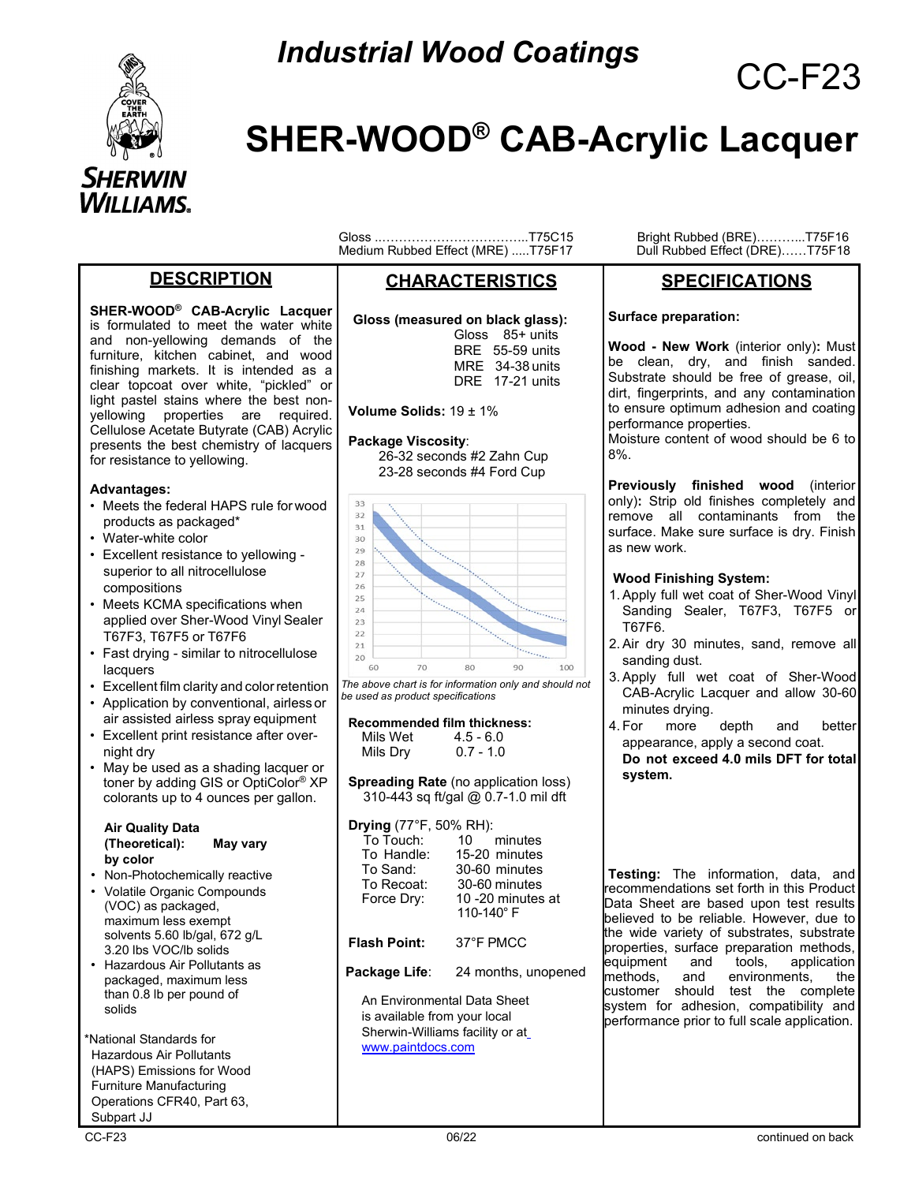# Industrial Wood Coatings

# CC-F23

# SHER-WOOD® CAB-Acrylic Lacquer

Gloss ..................................T75C15
Medium Rubbed Effect (MRE) .....T75F17
Bright Rubbed (BRE)...........T75F16
Dull Rubbed Effect (DRE)......T75F18

## DESCRIPTION

**SHER-WOOD® CAB-Acrylic Lacquer** is formulated to meet the water white and non-yellowing demands of the furniture, kitchen cabinet, and wood finishing markets. It is intended as a clear topcoat over white, "pickled" or light pastel stains where the best non-yellowing properties are required. Cellulose Acetate Butyrate (CAB) Acrylic presents the best chemistry of lacquers for resistance to yellowing.

**Advantages:**

- Meets the federal HAPS rule for wood products as packaged*
- Water-white color
- Excellent resistance to yellowing - superior to all nitrocellulose compositions
- Meets KCMA specifications when applied over Sher-Wood Vinyl Sealer T67F3, T67F5 or T67F6
- Fast drying - similar to nitrocellulose lacquers
- Excellent film clarity and color retention
- Application by conventional, airless or air assisted airless spray equipment
- Excellent print resistance after over-night dry
- May be used as a shading lacquer or toner by adding GIS or OptiColor® XP colorants up to 4 ounces per gallon.

**Air Quality Data (Theoretical): May vary by color**

- Non-Photochemically reactive
- Volatile Organic Compounds (VOC) as packaged, maximum less exempt solvents 5.60 lb/gal, 672 g/L 3.20 lbs VOC/lb solids
- Hazardous Air Pollutants as packaged, maximum less than 0.8 lb per pound of solids

*National Standards for Hazardous Air Pollutants (HAPS) Emissions for Wood Furniture Manufacturing Operations CFR40, Part 63, Subpart JJ

## CHARACTERISTICS

**Gloss (measured on black glass):**

| | |
|---|---|
| Gloss | 85+ units |
| BRE | 55-59 units |
| MRE | 34-38 units |
| DRE | 17-21 units |

**Volume Solids:** 19 ± 1%

**Package Viscosity**:
26-32 seconds #2 Zahn Cup
23-28 seconds #4 Ford Cup

*The above chart is for information only and should not be used as product specifications*

**Recommended film thickness:**

| | |
|---|---|
| Mils Wet | 4.5 - 6.0 |
| Mils Dry | 0.7 - 1.0 |

**Spreading Rate** (no application loss)
310-443 sq ft/gal @ 0.7-1.0 mil dft

**Drying** (77°F, 50% RH):

| | |
|---|---|
| To Touch: | 10 minutes |
| To Handle: | 15-20 minutes |
| To Sand: | 30-60 minutes |
| To Recoat: | 30-60 minutes |
| Force Dry: | 10 -20 minutes at 110-140° F |

**Flash Point:** 37°F PMCC

**Package Life**: 24 months, unopened

An Environmental Data Sheet is available from your local Sherwin-Williams facility or at www.paintdocs.com

## SPECIFICATIONS

**Surface preparation:**

**Wood - New Work** (interior only)**:** Must be clean, dry, and finish sanded. Substrate should be free of grease, oil, dirt, fingerprints, and any contamination to ensure optimum adhesion and coating performance properties.
Moisture content of wood should be 6 to 8%.

**Previously finished wood** (interior only)**:** Strip old finishes completely and remove all contaminants from the surface. Make sure surface is dry. Finish as new work.

**Wood Finishing System:**

1. Apply full wet coat of Sher-Wood Vinyl Sanding Sealer, T67F3, T67F5 or T67F6.
2. Air dry 30 minutes, sand, remove all sanding dust.
3. Apply full wet coat of Sher-Wood CAB-Acrylic Lacquer and allow 30-60 minutes drying.
4. For more depth and better appearance, apply a second coat.
   **Do not exceed 4.0 mils DFT for total system.**

**Testing:** The information, data, and recommendations set forth in this Product Data Sheet are based upon test results believed to be reliable. However, due to the wide variety of substrates, surface preparation methods, equipment and tools, application methods, and environments, the customer should test the complete system for adhesion, compatibility and performance prior to full scale application.

CC-F23 06/22 continued on back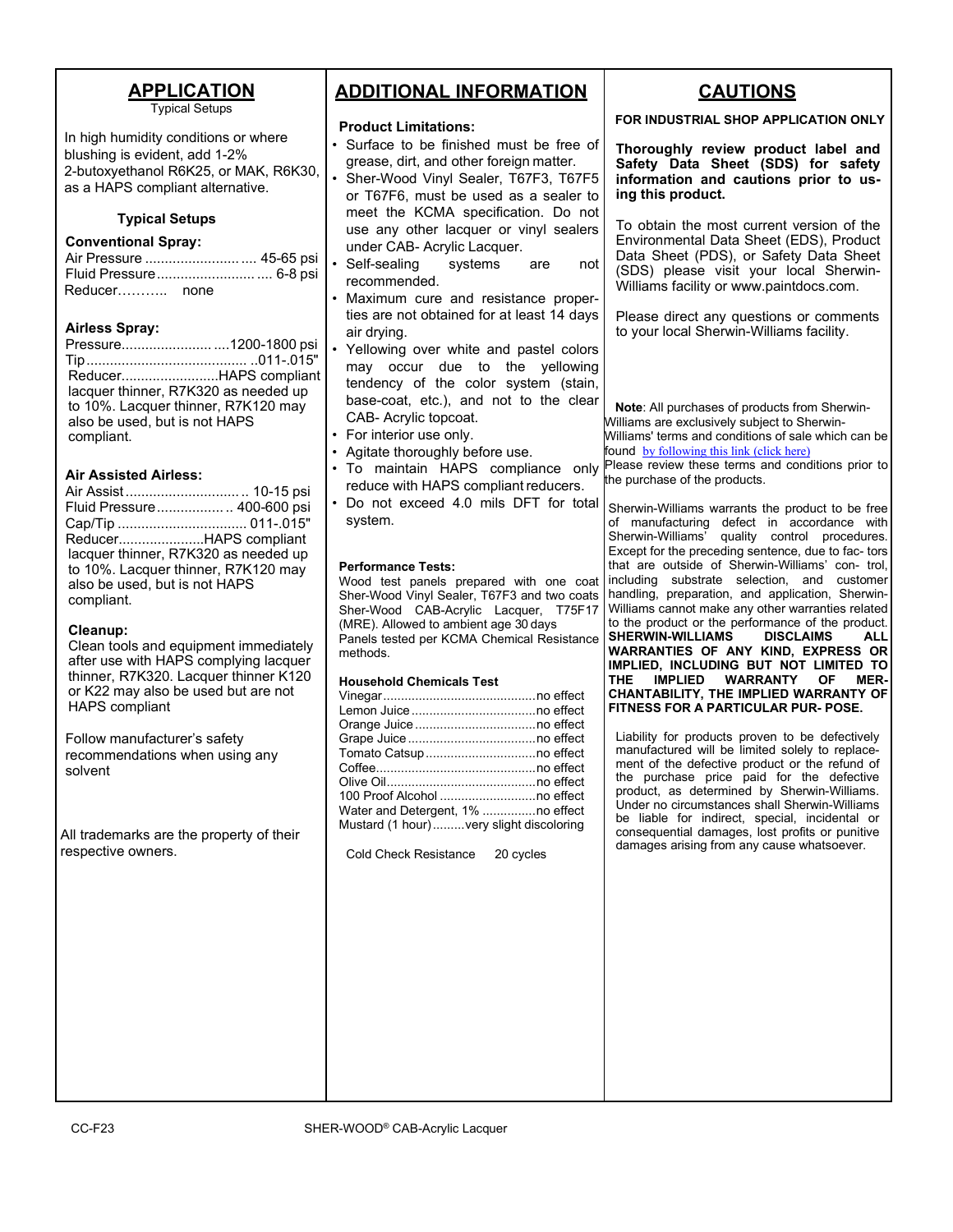## APPLICATION

Typical Setups

In high humidity conditions or where blushing is evident, add 1-2% 2-butoxyethanol R6K25, or MAK, R6K30, as a HAPS compliant alternative.

### Typical Setups

**Conventional Spray:**

Air Pressure ............................ 45-65 psi
Fluid Pressure............................ 6-8 psi
Reducer……….. none

**Airless Spray:**

Pressure.......................1200-1800 psi
Tip.........................................011-.015"
Reducer.........................HAPS compliant lacquer thinner, R7K320 as needed up to 10%. Lacquer thinner, R7K120 may also be used, but is not HAPS compliant.

**Air Assisted Airless:**

Air Assist............................. 10-15 psi
Fluid Pressure.................. 400-600 psi
Cap/Tip ................................ 011-.015"
Reducer......................HAPS compliant lacquer thinner, R7K320 as needed up to 10%. Lacquer thinner, R7K120 may also be used, but is not HAPS compliant.

**Cleanup:**

Clean tools and equipment immediately after use with HAPS complying lacquer thinner, R7K320. Lacquer thinner K120 or K22 may also be used but are not HAPS compliant

Follow manufacturer's safety recommendations when using any solvent

All trademarks are the property of their respective owners.

## ADDITIONAL INFORMATION

**Product Limitations:**

- Surface to be finished must be free of grease, dirt, and other foreign matter.
- Sher-Wood Vinyl Sealer, T67F3, T67F5 or T67F6, must be used as a sealer to meet the KCMA specification. Do not use any other lacquer or vinyl sealers under CAB- Acrylic Lacquer.
- Self-sealing systems are not recommended.
- Maximum cure and resistance properties are not obtained for at least 14 days air drying.
- Yellowing over white and pastel colors may occur due to the yellowing tendency of the color system (stain, base-coat, etc.), and not to the clear CAB- Acrylic topcoat.
- For interior use only.
- Agitate thoroughly before use.
- To maintain HAPS compliance only reduce with HAPS compliant reducers.
- Do not exceed 4.0 mils DFT for total system.

**Performance Tests:**

Wood test panels prepared with one coat Sher-Wood Vinyl Sealer, T67F3 and two coats Sher-Wood CAB-Acrylic Lacquer, T75F17 (MRE). Allowed to ambient age 30 days
Panels tested per KCMA Chemical Resistance methods.

**Household Chemicals Test**

| | |
|---|---|
| Vinegar | no effect |
| Lemon Juice | no effect |
| Orange Juice | no effect |
| Grape Juice | no effect |
| Tomato Catsup | no effect |
| Coffee | no effect |
| Olive Oil | no effect |
| 100 Proof Alcohol | no effect |
| Water and Detergent, 1% | no effect |
| Mustard (1 hour) | very slight discoloring |

Cold Check Resistance 20 cycles

## CAUTIONS

**FOR INDUSTRIAL SHOP APPLICATION ONLY**

**Thoroughly review product label and Safety Data Sheet (SDS) for safety information and cautions prior to using this product.**

To obtain the most current version of the Environmental Data Sheet (EDS), Product Data Sheet (PDS), or Safety Data Sheet (SDS) please visit your local Sherwin-Williams facility or www.paintdocs.com.

Please direct any questions or comments to your local Sherwin-Williams facility.

**Note**: All purchases of products from Sherwin-Williams are exclusively subject to Sherwin-Williams' terms and conditions of sale which can be found by following this link (click here)
Please review these terms and conditions prior to the purchase of the products.

Sherwin-Williams warrants the product to be free of manufacturing defect in accordance with Sherwin-Williams' quality control procedures. Except for the preceding sentence, due to factors that are outside of Sherwin-Williams' control, including substrate selection, and customer handling, preparation, and application, Sherwin-Williams cannot make any other warranties related to the product or the performance of the product. **SHERWIN-WILLIAMS DISCLAIMS ALL WARRANTIES OF ANY KIND, EXPRESS OR IMPLIED, INCLUDING BUT NOT LIMITED TO THE IMPLIED WARRANTY OF MERCHANTABILITY, THE IMPLIED WARRANTY OF FITNESS FOR A PARTICULAR PURPOSE.**

Liability for products proven to be defectively manufactured will be limited solely to replacement of the defective product or the refund of the purchase price paid for the defective product, as determined by Sherwin-Williams. Under no circumstances shall Sherwin-Williams be liable for indirect, special, incidental or consequential damages, lost profits or punitive damages arising from any cause whatsoever.

CC-F23 SHER-WOOD® CAB-Acrylic Lacquer